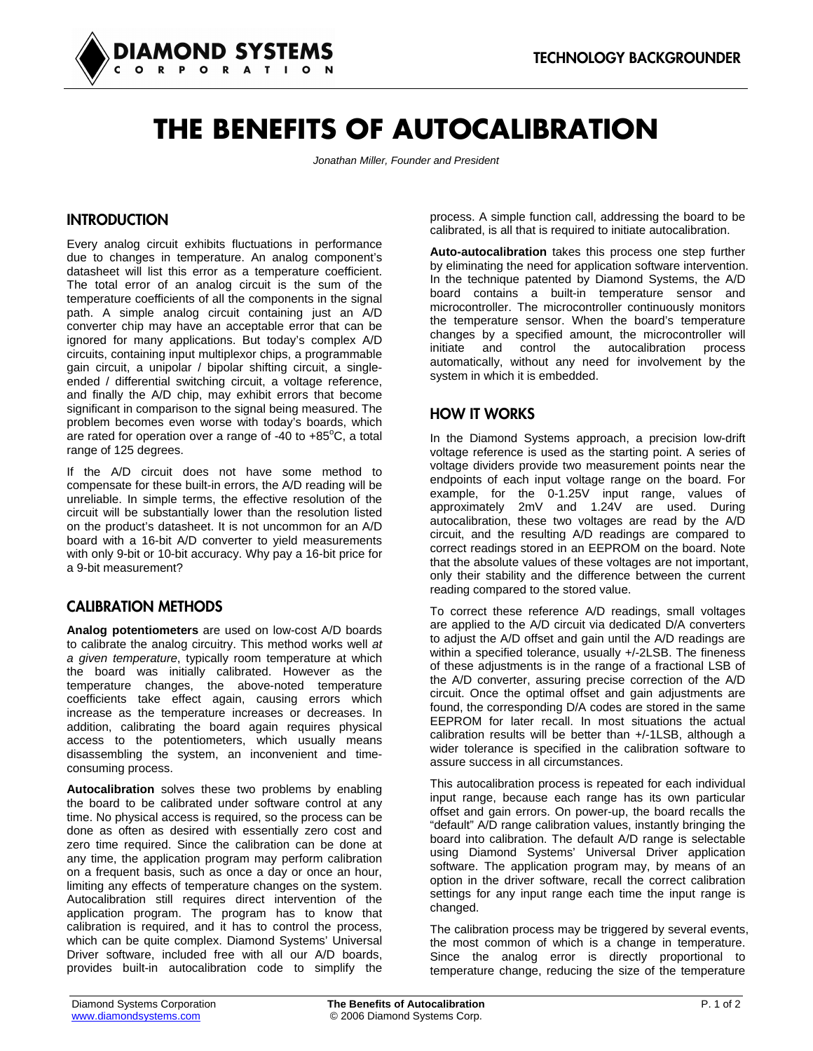# THE BENEFITS OF AUTOCALIBRATION

*Jonathan Miller, Founder and President*

## INTRODUCTION

Every analog circuit exhibits fluctuations in performance due to changes in temperature. An analog component's datasheet will list this error as a temperature coefficient. The total error of an analog circuit is the sum of the temperature coefficients of all the components in the signal path. A simple analog circuit containing just an A/D converter chip may have an acceptable error that can be ignored for many applications. But today's complex A/D circuits, containing input multiplexor chips, a programmable gain circuit, a unipolar / bipolar shifting circuit, a single-ended / differential switching circuit, a voltage reference, and finally the A/D chip, may exhibit errors that become significant in comparison to the signal being measured. The problem becomes even worse with today's boards, which are rated for operation over a range of -40 to +85$^{o}$C, a total range of 125 degrees.

If the A/D circuit does not have some method to compensate for these built-in errors, the A/D reading will be unreliable. In simple terms, the effective resolution of the circuit will be substantially lower than the resolution listed on the product's datasheet. It is not uncommon for an A/D board with a 16-bit A/D converter to yield measurements with only 9-bit or 10-bit accuracy. Why pay a 16-bit price for a 9-bit measurement?

## CALIBRATION METHODS

**Analog potentiometers** are used on low-cost A/D boards to calibrate the analog circuitry. This method works well *at a given temperature*, typically room temperature at which the board was initially calibrated. However as the temperature changes, the above-noted temperature coefficients take effect again, causing errors which increase as the temperature increases or decreases. In addition, calibrating the board again requires physical access to the potentiometers, which usually means disassembling the system, an inconvenient and time-consuming process.

**Autocalibration** solves these two problems by enabling the board to be calibrated under software control at any time. No physical access is required, so the process can be done as often as desired with essentially zero cost and zero time required. Since the calibration can be done at any time, the application program may perform calibration on a frequent basis, such as once a day or once an hour, limiting any effects of temperature changes on the system. Autocalibration still requires direct intervention of the application program. The program has to know that calibration is required, and it has to control the process, which can be quite complex. Diamond Systems' Universal Driver software, included free with all our A/D boards, provides built-in autocalibration code to simplify the process. A simple function call, addressing the board to be calibrated, is all that is required to initiate autocalibration.

**Auto-autocalibration** takes this process one step further by eliminating the need for application software intervention. In the technique patented by Diamond Systems, the A/D board contains a built-in temperature sensor and microcontroller. The microcontroller continuously monitors the temperature sensor. When the board's temperature changes by a specified amount, the microcontroller will initiate and control the autocalibration process automatically, without any need for involvement by the system in which it is embedded.

## HOW IT WORKS

In the Diamond Systems approach, a precision low-drift voltage reference is used as the starting point. A series of voltage dividers provide two measurement points near the endpoints of each input voltage range on the board. For example, for the 0-1.25V input range, values of approximately 2mV and 1.24V are used. During autocalibration, these two voltages are read by the A/D circuit, and the resulting A/D readings are compared to correct readings stored in an EEPROM on the board. Note that the absolute values of these voltages are not important, only their stability and the difference between the current reading compared to the stored value.

To correct these reference A/D readings, small voltages are applied to the A/D circuit via dedicated D/A converters to adjust the A/D offset and gain until the A/D readings are within a specified tolerance, usually +/-2LSB. The fineness of these adjustments is in the range of a fractional LSB of the A/D converter, assuring precise correction of the A/D circuit. Once the optimal offset and gain adjustments are found, the corresponding D/A codes are stored in the same EEPROM for later recall. In most situations the actual calibration results will be better than +/-1LSB, although a wider tolerance is specified in the calibration software to assure success in all circumstances.

This autocalibration process is repeated for each individual input range, because each range has its own particular offset and gain errors. On power-up, the board recalls the "default" A/D range calibration values, instantly bringing the board into calibration. The default A/D range is selectable using Diamond Systems' Universal Driver application software. The application program may, by means of an option in the driver software, recall the correct calibration settings for any input range each time the input range is changed.

The calibration process may be triggered by several events, the most common of which is a change in temperature. Since the analog error is directly proportional to temperature change, reducing the size of the temperature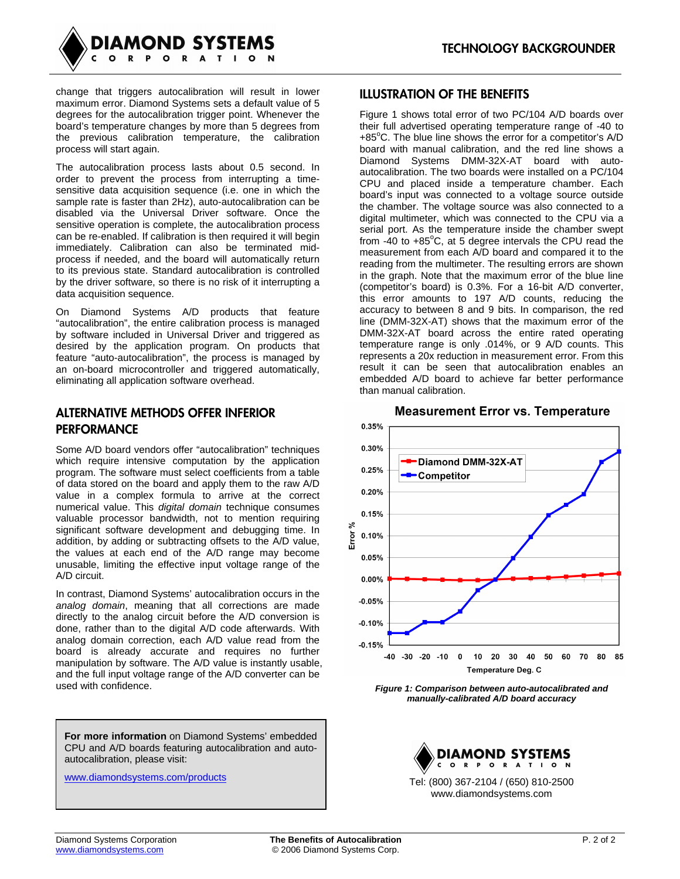change that triggers autocalibration will result in lower maximum error. Diamond Systems sets a default value of 5 degrees for the autocalibration trigger point. Whenever the board's temperature changes by more than 5 degrees from the previous calibration temperature, the calibration process will start again.

The autocalibration process lasts about 0.5 second. In order to prevent the process from interrupting a time-sensitive data acquisition sequence (i.e. one in which the sample rate is faster than 2Hz), auto-autocalibration can be disabled via the Universal Driver software. Once the sensitive operation is complete, the autocalibration process can be re-enabled. If calibration is then required it will begin immediately. Calibration can also be terminated mid-process if needed, and the board will automatically return to its previous state. Standard autocalibration is controlled by the driver software, so there is no risk of it interrupting a data acquisition sequence.

On Diamond Systems A/D products that feature "autocalibration", the entire calibration process is managed by software included in Universal Driver and triggered as desired by the application program. On products that feature "auto-autocalibration", the process is managed by an on-board microcontroller and triggered automatically, eliminating all application software overhead.

## ALTERNATIVE METHODS OFFER INFERIOR PERFORMANCE

Some A/D board vendors offer "autocalibration" techniques which require intensive computation by the application program. The software must select coefficients from a table of data stored on the board and apply them to the raw A/D value in a complex formula to arrive at the correct numerical value. This *digital domain* technique consumes valuable processor bandwidth, not to mention requiring significant software development and debugging time. In addition, by adding or subtracting offsets to the A/D value, the values at each end of the A/D range may become unusable, limiting the effective input voltage range of the A/D circuit.

In contrast, Diamond Systems' autocalibration occurs in the *analog domain*, meaning that all corrections are made directly to the analog circuit before the A/D conversion is done, rather than to the digital A/D code afterwards. With analog domain correction, each A/D value read from the board is already accurate and requires no further manipulation by software. The A/D value is instantly usable, and the full input voltage range of the A/D converter can be used with confidence.

**For more information** on Diamond Systems' embedded CPU and A/D boards featuring autocalibration and auto-autocalibration, please visit:

www.diamondsystems.com/products

## ILLUSTRATION OF THE BENEFITS

Figure 1 shows total error of two PC/104 A/D boards over their full advertised operating temperature range of -40 to +85$^{o}$C. The blue line shows the error for a competitor's A/D board with manual calibration, and the red line shows a Diamond Systems DMM-32X-AT board with auto-autocalibration. The two boards were installed on a PC/104 CPU and placed inside a temperature chamber. Each board's input was connected to a voltage source outside the chamber. The voltage source was also connected to a digital multimeter, which was connected to the CPU via a serial port. As the temperature inside the chamber swept from -40 to +85$^{o}$C, at 5 degree intervals the CPU read the measurement from each A/D board and compared it to the reading from the multimeter. The resulting errors are shown in the graph. Note that the maximum error of the blue line (competitor's board) is 0.3%. For a 16-bit A/D converter, this error amounts to 197 A/D counts, reducing the accuracy to between 8 and 9 bits. In comparison, the red line (DMM-32X-AT) shows that the maximum error of the DMM-32X-AT board across the entire rated operating temperature range is only .014%, or 9 A/D counts. This represents a 20x reduction in measurement error. From this result it can be seen that autocalibration enables an embedded A/D board to achieve far better performance than manual calibration.

Measurement Error vs. Temperature

Diamond DMM-32X-AT
Competitor

Error %
0.35%
0.30%
0.25%
0.20%
0.15%
0.10%
0.05%
0.00%
-0.05%
-0.10%
-0.15%

-40 -30 -20 -10 0 10 20 30 40 50 60 70 80 85
Temperature Deg. C

*Figure 1: Comparison between auto-autocalibrated and manually-calibrated A/D board accuracy*

DIAMOND SYSTEMS CORPORATION
Tel: (800) 367-2104 / (650) 810-2500
www.diamondsystems.com